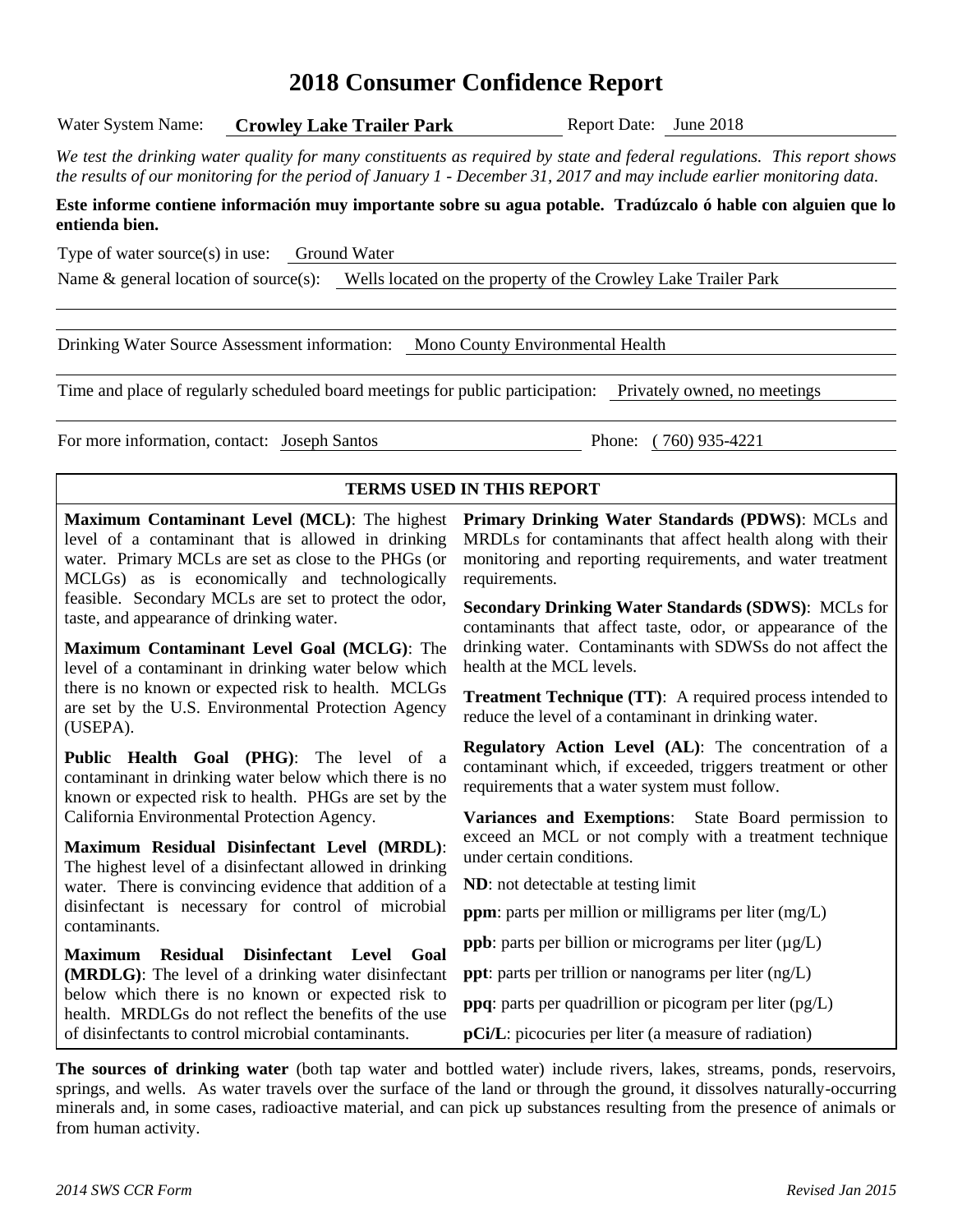# 2018 Consumer Confidence Report

Water System Name: **Crowley Lake Trailer Park** Report Date: June 2018

*We test the drinking water quality for many constituents as required by state and federal regulations. This report shows the results of our monitoring for the period of January 1 - December 31, 2017 and may include earlier monitoring data.*

**Este informe contiene información muy importante sobre su agua potable. Tradúzcalo ó hable con alguien que lo entienda bien.**

Type of water source(s) in use: Ground Water

Name & general location of source(s): Wells located on the property of the Crowley Lake Trailer Park

Drinking Water Source Assessment information: Mono County Environmental Health

Time and place of regularly scheduled board meetings for public participation: Privately owned, no meetings

For more information, contact: Joseph Santos Phone: ( 760) 935-4221

## TERMS USED IN THIS REPORT

**Maximum Contaminant Level (MCL)**: The highest level of a contaminant that is allowed in drinking water. Primary MCLs are set as close to the PHGs (or MCLGs) as is economically and technologically feasible. Secondary MCLs are set to protect the odor, taste, and appearance of drinking water.

**Maximum Contaminant Level Goal (MCLG)**: The level of a contaminant in drinking water below which there is no known or expected risk to health. MCLGs are set by the U.S. Environmental Protection Agency (USEPA).

**Public Health Goal (PHG)**: The level of a contaminant in drinking water below which there is no known or expected risk to health. PHGs are set by the California Environmental Protection Agency.

**Maximum Residual Disinfectant Level (MRDL)**: The highest level of a disinfectant allowed in drinking water. There is convincing evidence that addition of a disinfectant is necessary for control of microbial contaminants.

**Maximum Residual Disinfectant Level Goal (MRDLG)**: The level of a drinking water disinfectant below which there is no known or expected risk to health. MRDLGs do not reflect the benefits of the use of disinfectants to control microbial contaminants.

**Primary Drinking Water Standards (PDWS)**: MCLs and MRDLs for contaminants that affect health along with their monitoring and reporting requirements, and water treatment requirements.

**Secondary Drinking Water Standards (SDWS)**: MCLs for contaminants that affect taste, odor, or appearance of the drinking water. Contaminants with SDWSs do not affect the health at the MCL levels.

**Treatment Technique (TT)**: A required process intended to reduce the level of a contaminant in drinking water.

**Regulatory Action Level (AL)**: The concentration of a contaminant which, if exceeded, triggers treatment or other requirements that a water system must follow.

**Variances and Exemptions**: State Board permission to exceed an MCL or not comply with a treatment technique under certain conditions.

**ND**: not detectable at testing limit

**ppm**: parts per million or milligrams per liter (mg/L)

**ppb**: parts per billion or micrograms per liter (µg/L)

**ppt**: parts per trillion or nanograms per liter (ng/L)

**ppq**: parts per quadrillion or picogram per liter (pg/L)

**pCi/L**: picocuries per liter (a measure of radiation)

**The sources of drinking water** (both tap water and bottled water) include rivers, lakes, streams, ponds, reservoirs, springs, and wells. As water travels over the surface of the land or through the ground, it dissolves naturally-occurring minerals and, in some cases, radioactive material, and can pick up substances resulting from the presence of animals or from human activity.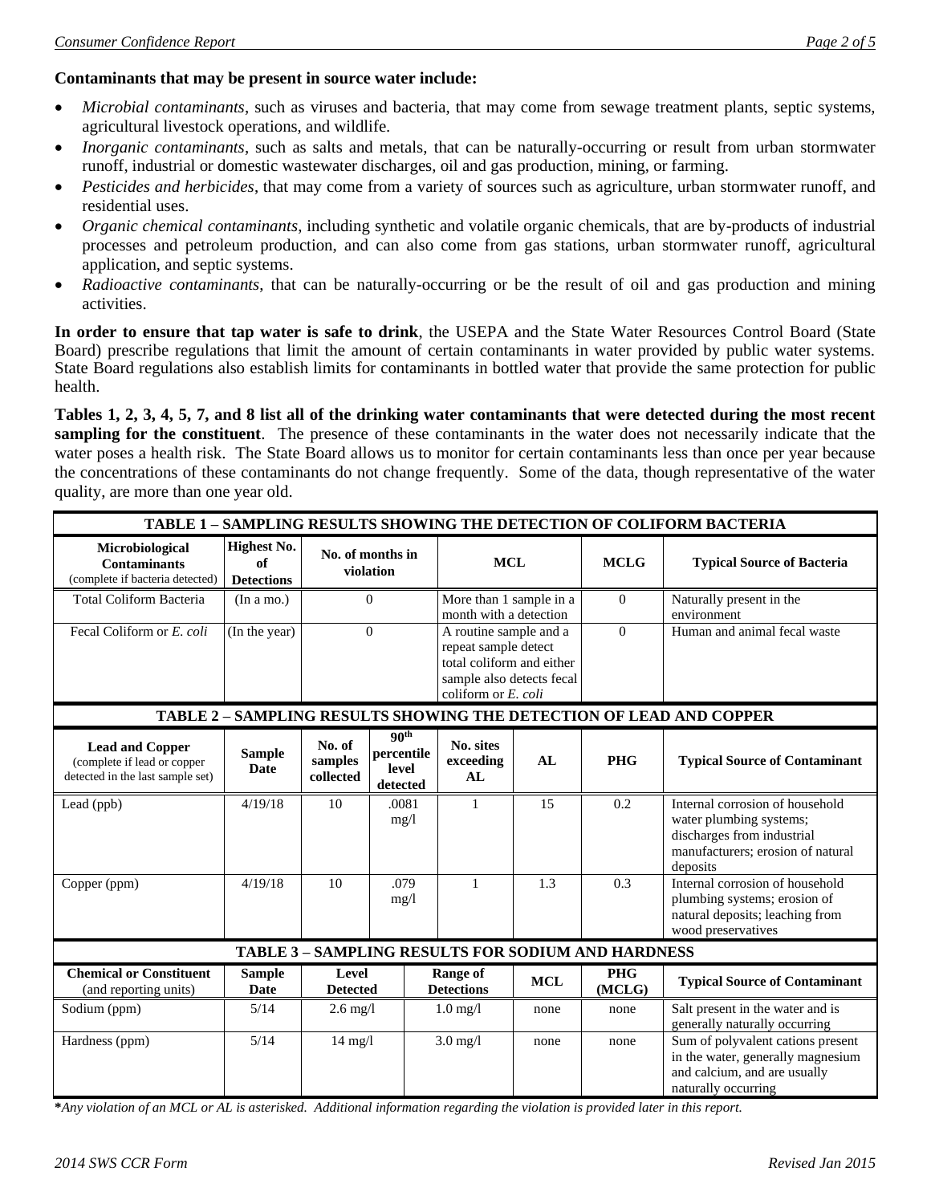**Contaminants that may be present in source water include:**

- *Microbial contaminants*, such as viruses and bacteria, that may come from sewage treatment plants, septic systems, agricultural livestock operations, and wildlife.
- *Inorganic contaminants*, such as salts and metals, that can be naturally-occurring or result from urban stormwater runoff, industrial or domestic wastewater discharges, oil and gas production, mining, or farming.
- *Pesticides and herbicides*, that may come from a variety of sources such as agriculture, urban stormwater runoff, and residential uses.
- *Organic chemical contaminants*, including synthetic and volatile organic chemicals, that are by-products of industrial processes and petroleum production, and can also come from gas stations, urban stormwater runoff, agricultural application, and septic systems.
- *Radioactive contaminants*, that can be naturally-occurring or be the result of oil and gas production and mining activities.

**In order to ensure that tap water is safe to drink**, the USEPA and the State Water Resources Control Board (State Board) prescribe regulations that limit the amount of certain contaminants in water provided by public water systems. State Board regulations also establish limits for contaminants in bottled water that provide the same protection for public health.

**Tables 1, 2, 3, 4, 5, 7, and 8 list all of the drinking water contaminants that were detected during the most recent sampling for the constituent**. The presence of these contaminants in the water does not necessarily indicate that the water poses a health risk. The State Board allows us to monitor for certain contaminants less than once per year because the concentrations of these contaminants do not change frequently. Some of the data, though representative of the water quality, are more than one year old.

**TABLE 1 – SAMPLING RESULTS SHOWING THE DETECTION OF COLIFORM BACTERIA**

| Microbiological Contaminants (complete if bacteria detected) | Highest No. of Detections | No. of months in violation | MCL | MCLG | Typical Source of Bacteria |
|---|---|---|---|---|---|
| Total Coliform Bacteria | (In a mo.) | 0 | More than 1 sample in a month with a detection | 0 | Naturally present in the environment |
| Fecal Coliform or *E. coli* | (In the year) | 0 | A routine sample and a repeat sample detect total coliform and either sample also detects fecal coliform or *E. coli* | 0 | Human and animal fecal waste |

**TABLE 2 – SAMPLING RESULTS SHOWING THE DETECTION OF LEAD AND COPPER**

| Lead and Copper (complete if lead or copper detected in the last sample set) | Sample Date | No. of samples collected | 90th percentile level detected | No. sites exceeding AL | AL | PHG | Typical Source of Contaminant |
|---|---|---|---|---|---|---|---|
| Lead (ppb) | 4/19/18 | 10 | .0081 mg/l | 1 | 15 | 0.2 | Internal corrosion of household water plumbing systems; discharges from industrial manufacturers; erosion of natural deposits |
| Copper (ppm) | 4/19/18 | 10 | .079 mg/l | 1 | 1.3 | 0.3 | Internal corrosion of household plumbing systems; erosion of natural deposits; leaching from wood preservatives |

**TABLE 3 – SAMPLING RESULTS FOR SODIUM AND HARDNESS**

| Chemical or Constituent (and reporting units) | Sample Date | Level Detected | Range of Detections | MCL | PHG (MCLG) | Typical Source of Contaminant |
|---|---|---|---|---|---|---|
| Sodium (ppm) | 5/14 | 2.6 mg/l | 1.0 mg/l | none | none | Salt present in the water and is generally naturally occurring |
| Hardness (ppm) | 5/14 | 14 mg/l | 3.0 mg/l | none | none | Sum of polyvalent cations present in the water, generally magnesium and calcium, and are usually naturally occurring |

***Any violation of an MCL or AL is asterisked. Additional information regarding the violation is provided later in this report.***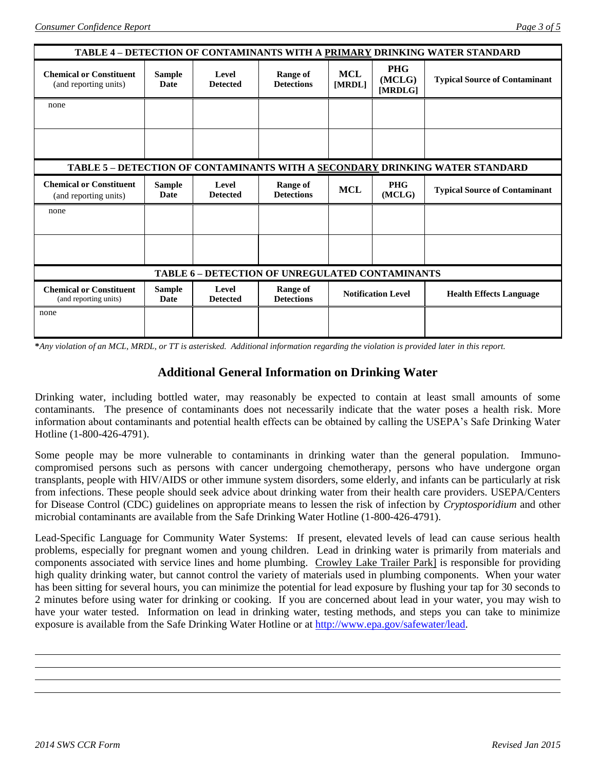| TABLE 4 – DETECTION OF CONTAMINANTS WITH A PRIMARY DRINKING WATER STANDARD | | | | | | |
|---|---|---|---|---|---|---|
| **Chemical or Constituent** (and reporting units) | **Sample Date** | **Level Detected** | **Range of Detections** | **MCL [MRDL]** | **PHG (MCLG) [MRDLG]** | **Typical Source of Contaminant** |
| none | | | | | | |
| | | | | | | |

| TABLE 5 – DETECTION OF CONTAMINANTS WITH A SECONDARY DRINKING WATER STANDARD | | | | | | |
|---|---|---|---|---|---|---|
| **Chemical or Constituent** (and reporting units) | **Sample Date** | **Level Detected** | **Range of Detections** | **MCL** | **PHG (MCLG)** | **Typical Source of Contaminant** |
| none | | | | | | |
| | | | | | | |

| TABLE 6 – DETECTION OF UNREGULATED CONTAMINANTS | | | | | |
|---|---|---|---|---|---|
| **Chemical or Constituent** (and reporting units) | **Sample Date** | **Level Detected** | **Range of Detections** | **Notification Level** | **Health Effects Language** |
| none | | | | | |

*\*Any violation of an MCL, MRDL, or TT is asterisked. Additional information regarding the violation is provided later in this report.*

## Additional General Information on Drinking Water

Drinking water, including bottled water, may reasonably be expected to contain at least small amounts of some contaminants. The presence of contaminants does not necessarily indicate that the water poses a health risk. More information about contaminants and potential health effects can be obtained by calling the USEPA's Safe Drinking Water Hotline (1-800-426-4791).

Some people may be more vulnerable to contaminants in drinking water than the general population. Immuno-compromised persons such as persons with cancer undergoing chemotherapy, persons who have undergone organ transplants, people with HIV/AIDS or other immune system disorders, some elderly, and infants can be particularly at risk from infections. These people should seek advice about drinking water from their health care providers. USEPA/Centers for Disease Control (CDC) guidelines on appropriate means to lessen the risk of infection by *Cryptosporidium* and other microbial contaminants are available from the Safe Drinking Water Hotline (1-800-426-4791).

Lead-Specific Language for Community Water Systems: If present, elevated levels of lead can cause serious health problems, especially for pregnant women and young children. Lead in drinking water is primarily from materials and components associated with service lines and home plumbing. Crowley Lake Trailer Park] is responsible for providing high quality drinking water, but cannot control the variety of materials used in plumbing components. When your water has been sitting for several hours, you can minimize the potential for lead exposure by flushing your tap for 30 seconds to 2 minutes before using water for drinking or cooking. If you are concerned about lead in your water, you may wish to have your water tested. Information on lead in drinking water, testing methods, and steps you can take to minimize exposure is available from the Safe Drinking Water Hotline or at http://www.epa.gov/safewater/lead.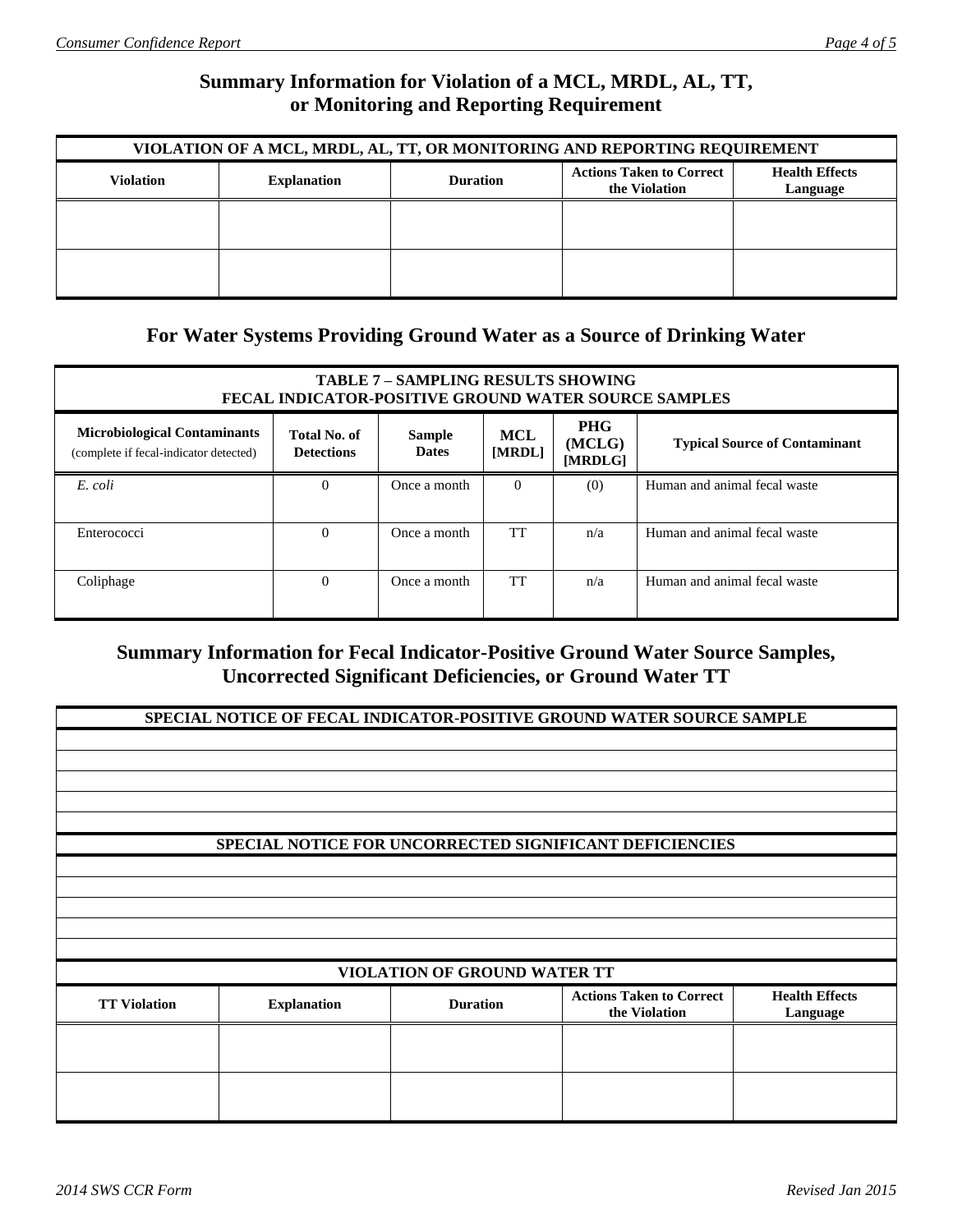## Summary Information for Violation of a MCL, MRDL, AL, TT, or Monitoring and Reporting Requirement

| VIOLATION OF A MCL, MRDL, AL, TT, OR MONITORING AND REPORTING REQUIREMENT | | | | |
|---|---|---|---|---|
| **Violation** | **Explanation** | **Duration** | **Actions Taken to Correct the Violation** | **Health Effects Language** |
| | | | | |
| | | | | |

## For Water Systems Providing Ground Water as a Source of Drinking Water

| TABLE 7 – SAMPLING RESULTS SHOWING FECAL INDICATOR-POSITIVE GROUND WATER SOURCE SAMPLES | | | | | |
|---|---|---|---|---|---|
| **Microbiological Contaminants** (complete if fecal-indicator detected) | **Total No. of Detections** | **Sample Dates** | **MCL [MRDL]** | **PHG (MCLG) [MRDLG]** | **Typical Source of Contaminant** |
| *E. coli* | 0 | Once a month | 0 | (0) | Human and animal fecal waste |
| Enterococci | 0 | Once a month | TT | n/a | Human and animal fecal waste |
| Coliphage | 0 | Once a month | TT | n/a | Human and animal fecal waste |

## Summary Information for Fecal Indicator-Positive Ground Water Source Samples, Uncorrected Significant Deficiencies, or Ground Water TT

| SPECIAL NOTICE OF FECAL INDICATOR-POSITIVE GROUND WATER SOURCE SAMPLE |
|---|
| |
| |
| |
| |
| |

| SPECIAL NOTICE FOR UNCORRECTED SIGNIFICANT DEFICIENCIES |
|---|
| |
| |
| |
| |
| |

| VIOLATION OF GROUND WATER TT | | | | |
|---|---|---|---|---|
| **TT Violation** | **Explanation** | **Duration** | **Actions Taken to Correct the Violation** | **Health Effects Language** |
| | | | | |
| | | | | |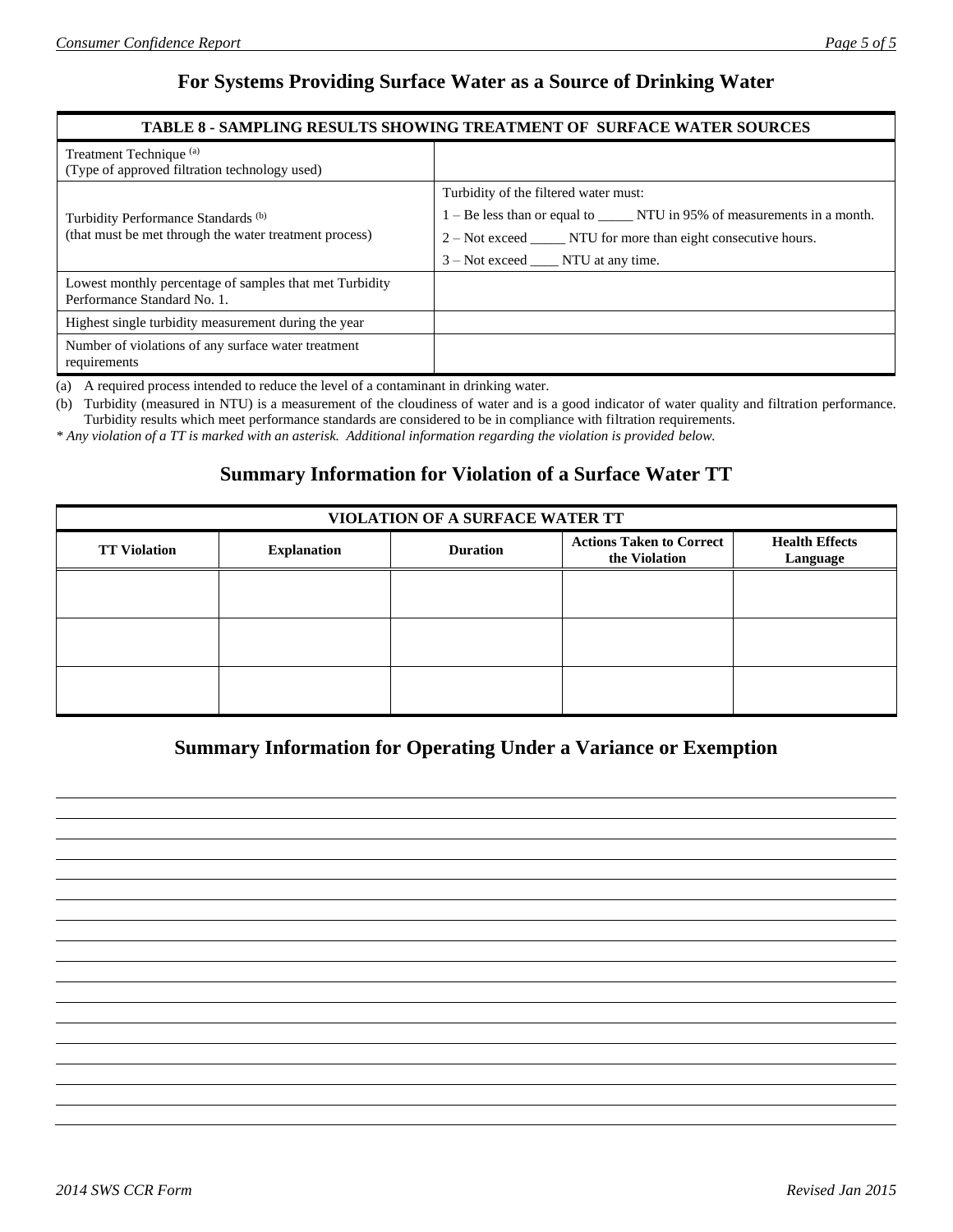## For Systems Providing Surface Water as a Source of Drinking Water

| TABLE 8 - SAMPLING RESULTS SHOWING TREATMENT OF SURFACE WATER SOURCES | |
|---|---|
| Treatment Technique [(a)]<br>(Type of approved filtration technology used) | |
| Turbidity Performance Standards [(b)]<br>(that must be met through the water treatment process) | Turbidity of the filtered water must:<br>1 – Be less than or equal to _____ NTU in 95% of measurements in a month.<br>2 – Not exceed _____ NTU for more than eight consecutive hours.<br>3 – Not exceed ____ NTU at any time. |
| Lowest monthly percentage of samples that met Turbidity Performance Standard No. 1. | |
| Highest single turbidity measurement during the year | |
| Number of violations of any surface water treatment requirements | |

(a) A required process intended to reduce the level of a contaminant in drinking water.

(b) Turbidity (measured in NTU) is a measurement of the cloudiness of water and is a good indicator of water quality and filtration performance. Turbidity results which meet performance standards are considered to be in compliance with filtration requirements.

*\* Any violation of a TT is marked with an asterisk. Additional information regarding the violation is provided below.*

## Summary Information for Violation of a Surface Water TT

| VIOLATION OF A SURFACE WATER TT | | | | |
|---|---|---|---|---|
| **TT Violation** | **Explanation** | **Duration** | **Actions Taken to Correct the Violation** | **Health Effects Language** |
| | | | | |
| | | | | |
| | | | | |

## Summary Information for Operating Under a Variance or Exemption